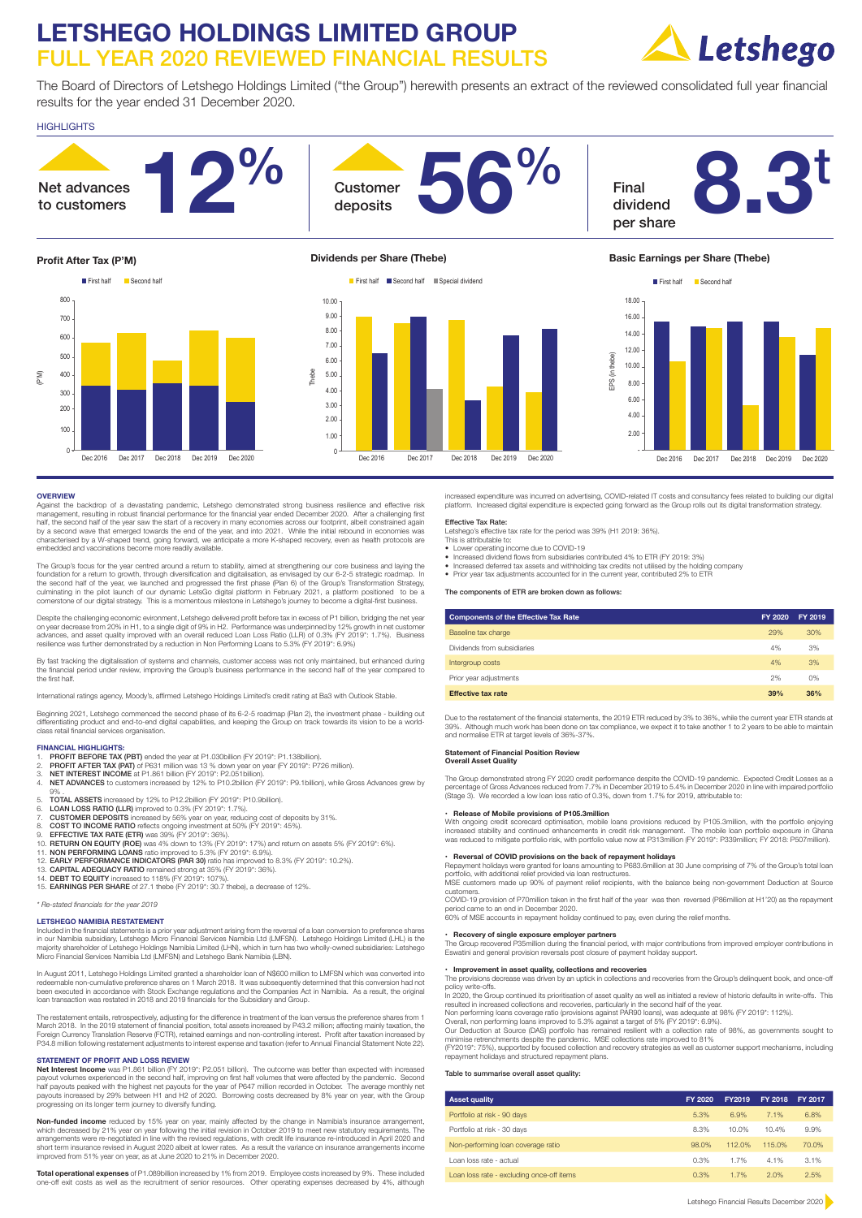# LETSHEGO HOLDINGS LIMITED GROUP
# FULL YEAR 2020 REVIEWED FINANCIAL RESULTS

The Board of Directors of Letshego Holdings Limited ("the Group") herewith presents an extract of the reviewed consolidated full year financial results for the year ended 31 December 2020.

HIGHLIGHTS

Net advances to customers **12%**

Customer deposits **56%**

Final dividend per share **8.3t**

**Profit After Tax (P'M)**

**Dividends per Share (Thebe)**

**Basic Earnings per Share (Thebe)**

## OVERVIEW

Against the backdrop of a devastating pandemic, Letshego demonstrated strong business resilience and effective risk management, resulting in robust financial performance for the financial year ended December 2020. After a challenging first half, the second half of the year saw the start of a recovery in many economies across our footprint, albeit constrained again by a second wave that emerged towards the end of the year, and into 2021. While the initial rebound in economies was characterised by a W-shaped trend, going forward, we anticipate a more K-shaped recovery, even as health protocols are embedded and vaccinations become more readily available.

The Group's focus for the year centred around a return to stability, aimed at strengthening our core business and laying the foundation for a return to growth, through diversification and digitalisation, as envisaged by our 6-2-5 strategic roadmap. In the second half of the year, we launched and progressed the first phase (Plan 6) of the Group's Transformation Strategy, culminating in the pilot launch of our dynamic LetsGo digital platform in February 2021, a platform positioned to be a cornerstone of our digital strategy. This is a momentous milestone in Letshego's journey to become a digital-first business.

Despite the challenging economic environment, Letshego delivered profit before tax in excess of P1 billion, bridging the net year on year decrease from 20% in H1, to a single digit of 9% in H2. Performance was underpinned by 12% growth in net customer advances, and asset quality improved with an overall reduced Loan Loss Ratio (LLR) of 0.3% (FY 2019*: 1.7%). Business resilience was further demonstrated by a reduction in Non Performing Loans to 5.3% (FY 2019*: 6.9%)

By fast tracking the digitalisation of systems and channels, customer access was not only maintained, but enhanced during the financial period under review, improving the Group's business performance in the second half of the year compared to the first half.

International ratings agency, Moody's, affirmed Letshego Holdings Limited's credit rating at Ba3 with Outlook Stable.

Beginning 2021, Letshego commenced the second phase of its 6-2-5 roadmap (Plan 2), the investment phase - building out differentiating product and end-to-end digital capabilities, and keeping the Group on track towards its vision to be a world-class retail financial services organisation.

## FINANCIAL HIGHLIGHTS:

1. **PROFIT BEFORE TAX (PBT)** ended the year at P1.030billion (FY 2019*: P1.138billion).
2. **PROFIT AFTER TAX (PAT)** of P631 million was 13 % down year on year (FY 2019*: P726 million).
3. **NET INTEREST INCOME** at P1.861 billion (FY 2019*: P2.051billion).
4. **NET ADVANCES** to customers increased by 12% to P10.2billion (FY 2019*: P9.1billion), while Gross Advances grew by 9% .
5. **TOTAL ASSETS** increased by 12% to P12.2billion (FY 2019*: P10.9billion).
6. **LOAN LOSS RATIO (LLR)** improved to 0.3% (FY 2019*: 1.7%).
7. **CUSTOMER DEPOSITS** increased by 56% year on year, reducing cost of deposits by 31%.
8. **COST TO INCOME RATIO** reflects ongoing investment at 50% (FY 2019*: 45%).
9. **EFFECTIVE TAX RATE (ETR)** was 39% (FY 2019*: 36%).
10. **RETURN ON EQUITY (ROE)** was 4% down to 13% (FY 2019*: 17%) and return on assets 5% (FY 2019*: 6%).
11. **NON PERFORMING LOANS** ratio improved to 5.3% (FY 2019*: 6.9%).
12. **EARLY PERFORMANCE INDICATORS (PAR 30)** ratio has improved to 8.3% (FY 2019*: 10.2%).
13. **CAPITAL ADEQUACY RATIO** remained strong at 35% (FY 2019*: 36%).
14. **DEBT TO EQUITY** increased to 118% (FY 2019*: 107%).
15. **EARNINGS PER SHARE** of 27.1 thebe (FY 2019*: 30.7 thebe), a decrease of 12%.

*\* Re-stated financials for the year 2019*

## LETSHEGO NAMIBIA RESTATEMENT

Included in the financial statements is a prior year adjustment arising from the reversal of a loan conversion to preference shares in our Namibia subsidiary, Letshego Micro Financial Services Namibia Ltd (LMFSN). Letshego Holdings Limited (LHL) is the majority shareholder of Letshego Holdings Namibia Limited (LHN), which in turn has two wholly-owned subsidiaries: Letshego Micro Financial Services Namibia Ltd (LMFSN) and Letshego Bank Namibia (LBN).

In August 2011, Letshego Holdings Limited granted a shareholder loan of N$600 million to LMFSN which was converted into redeemable non-cumulative preference shares on 1 March 2018. It was subsequently determined that this conversion had not been executed in accordance with Stock Exchange regulations and the Companies Act in Namibia. As a result, the original loan transaction was restated in 2018 and 2019 financials for the Subsidiary and Group.

The restatement entails, retrospectively, adjusting for the difference in treatment of the loan versus the preference shares from 1 March 2018. In the 2019 statement of financial position, total assets increased by P43.2 million; affecting mainly taxation, the Foreign Currency Translation Reserve (FCTR), retained earnings and non-controlling interest. Profit after taxation increased by P34.8 million following restatement adjustments to interest expense and taxation (refer to Annual Financial Statement Note 22).

## STATEMENT OF PROFIT AND LOSS REVIEW

**Net Interest Income** was P1.861 billion (FY 2019*: P2.051 billion). The outcome was better than expected with increased payout volumes experienced in the second half, improving on first half volumes that were affected by the pandemic. Second half payouts peaked with the highest net payouts for the year of P647 million recorded in October. The average monthly net payouts increased by 29% between H1 and H2 of 2020. Borrowing costs decreased by 8% year on year, with the Group progressing on its longer term journey to diversify funding.

**Non-funded income** reduced by 15% year on year, mainly affected by the change in Namibia's insurance arrangement, which decreased by 21% year on year following the initial revision in October 2019 to meet new statutory requirements. The arrangements were re-negotiated in line with the revised regulations, with credit life insurance re-introduced in April 2020 and short term insurance revised in August 2020 albeit at lower rates. As a result the variance on insurance arrangements income improved from 51% year on year, as at June 2020 to 21% in December 2020.

**Total operational expenses** of P1.089billion increased by 1% from 2019. Employee costs increased by 9%. These included one-off exit costs as well as the recruitment of senior resources. Other operating expenses decreased by 4%, although increased expenditure was incurred on advertising, COVID-related IT costs and consultancy fees related to building our digital platform. Increased digital expenditure is expected going forward as the Group rolls out its digital transformation strategy.

**Effective Tax Rate:**

Letshego's effective tax rate for the period was 39% (H1 2019: 36%).

This is attributable to:

- Lower operating income due to COVID-19
- Increased dividend flows from subsidiaries contributed 4% to ETR (FY 2019: 3%)
- Increased deferred tax assets and withholding tax credits not utilised by the holding company
- Prior year tax adjustments accounted for in the current year, contributed 2% to ETR

**The components of ETR are broken down as follows:**

| Components of the Effective Tax Rate | FY 2020 | FY 2019 |
|---|---|---|
| Baseline tax charge | 29% | 30% |
| Dividends from subsidiaries | 4% | 3% |
| Intergroup costs | 4% | 3% |
| Prior year adjustments | 2% | 0% |
| **Effective tax rate** | **39%** | **36%** |

Due to the restatement of the financial statements, the 2019 ETR reduced by 3% to 36%, while the current year ETR stands at 39%. Although much work has been done on tax compliance, we expect it to take another 1 to 2 years to be able to maintain and normalise ETR at target levels of 36%-37%.

**Statement of Financial Position Review**
**Overall Asset Quality**

The Group demonstrated strong FY 2020 credit performance despite the COVID-19 pandemic. Expected Credit Losses as a percentage of Gross Advances reduced from 7.7% in December 2019 to 5.4% in December 2020 in line with impaired portfolio (Stage 3). We recorded a low loan loss ratio of 0.3%, down from 1.7% for 2019, attributable to:

- **Release of Mobile provisions of P105.3million**

With ongoing credit scorecard optimisation, mobile loans provisions reduced by P105.3million, with the portfolio enjoying increased stability and continued enhancements in credit risk management. The mobile loan portfolio exposure in Ghana was reduced to mitigate portfolio risk, with portfolio value now at P313million (FY 2019*: P339million; FY 2018: P507million).

- **Reversal of COVID provisions on the back of repayment holidays**

Repayment holidays were granted for loans amounting to P683.6million at 30 June comprising of 7% of the Group's total loan portfolio, with additional relief provided via loan restructures.

MSE customers made up 90% of payment relief recipients, with the balance being non-government Deduction at Source customers.

COVID-19 provision of P70million taken in the first half of the year was then reversed (P86million at H1'20) as the repayment period came to an end in December 2020.

60% of MSE accounts in repayment holiday continued to pay, even during the relief months.

- **Recovery of single exposure employer partners**

The Group recovered P35million during the financial period, with major contributions from improved employer contributions in Eswatini and general provision reversals post closure of payment holiday support.

- **Improvement in asset quality, collections and recoveries**

The provisions decrease was driven by an uptick in collections and recoveries from the Group's delinquent book, and once-off policy write-offs.

In 2020, the Group continued its prioritisation of asset quality as well as initiated a review of historic defaults in write-offs. This resulted in increased collections and recoveries, particularly in the second half of the year.

Non performing loans coverage ratio (provisions against PAR90 loans), was adequate at 98% (FY 2019*: 112%).

Overall, non performing loans improved to 5.3% against a target of 5% (FY 2019*: 6.9%).

Our Deduction at Source (DAS) portfolio has remained resilient with a collection rate of 98%, as governments sought to minimise retrenchments despite the pandemic. MSE collections rate improved to 81%

(FY2019*: 75%), supported by focused collection and recovery strategies as well as customer support mechanisms, including repayment holidays and structured repayment plans.

**Table to summarise overall asset quality:**

| Asset quality | FY 2020 | FY2019 | FY 2018 | FY 2017 |
|---|---|---|---|---|
| Portfolio at risk - 90 days | 5.3% | 6.9% | 7.1% | 6.8% |
| Portfolio at risk - 30 days | 8.3% | 10.0% | 10.4% | 9.9% |
| Non-performing loan coverage ratio | 98.0% | 112.0% | 115.0% | 70.0% |
| Loan loss rate - actual | 0.3% | 1.7% | 4.1% | 3.1% |
| Loan loss rate - excluding once-off items | 0.3% | 1.7% | 2.0% | 2.5% |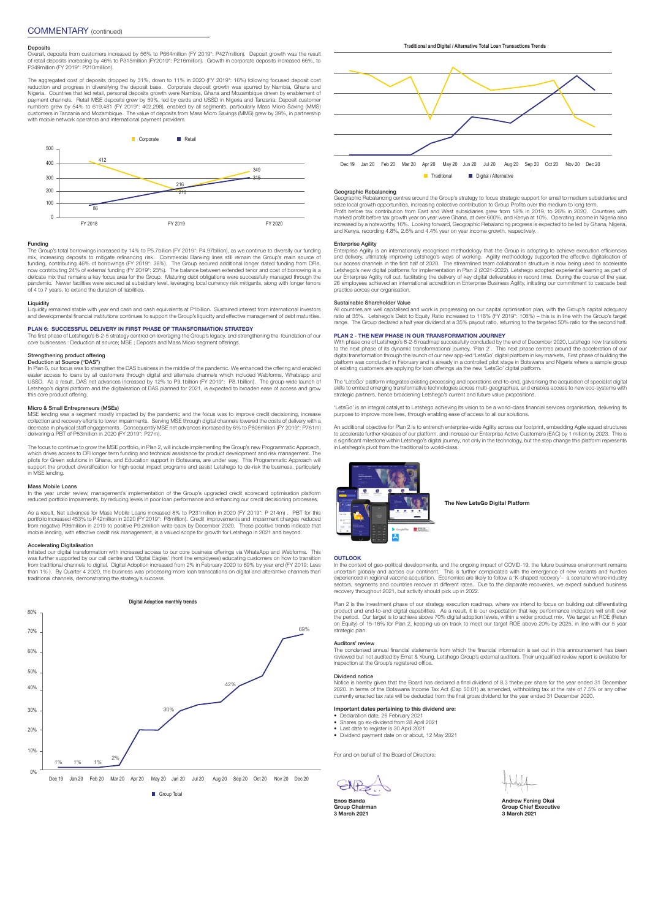## COMMENTARY (continued)

### Deposits

Overall, deposits from customers increased by 56% to P664million (FY 2019*: P427million). Deposit growth was the result of retail deposits increasing by 46% to P315million (FY2019*: P216million). Growth in corporate deposits increased 66%, to P349million (FY 2019*: P210milllion).

The aggregated cost of deposits dropped by 31%, down to 11% in 2020 (FY 2019*: 16%) following focused deposit cost reduction and progress in diversifying the deposit base. Corporate deposit growth was spurred by Namibia, Ghana and Nigeria. Countries that led retail, personal deposits growth were Namibia, Ghana and Mozambique driven by enablement of payment channels. Retail MSE deposits grew by 59%, led by cards and USSD in Nigeria and Tanzania. Deposit customer numbers grew by 54% to 619,481 (FY 2019*: 402,298), enabled by all segments, particularly Mass Micro Saving (MMS) customers in Tanzania and Mozambique. The value of deposits from Mass Micro Savings (MMS) grew by 39%, in partnership with mobile network operators and international payment providers

| | FY 2018 | FY 2019 | FY 2020 |
|---|---|---|---|
| Corporate | 412 | 210 | 349 |
| Retail | 86 | 216 | 315 |

### Funding

The Group's total borrowings increased by 14% to P5.7billion (FY 2019*: P4.97billion), as we continue to diversify our funding mix, increasing deposits to mitigate refinancing risk. Commercial Banking lines still remain the Group's main source of funding, contributing 46% of borrowings (FY 2019*: 38%). The Group secured additional longer dated funding from DFIs, now contributing 24% of external funding (FY 2019*: 23%). The balance between extended tenor and cost of borrowing is a delicate mix that remains a key focus area for the Group. Maturing debt obligations were successfully managed through the pandemic. Newer facilities were secured at subsidiary level, leveraging local currency risk mitigants, along with longer tenors of 4 to 7 years, to extend the duration of liabilities.

### Liquidity

Liquidity remained stable with year end cash and cash equivalents at P1billion. Sustained interest from international investors and developmental financial institutions continues to support the Group's liquidity and effective management of debt maturities.

### PLAN 6: SUCCESSFUL DELIVERY IN FIRST PHASE OF TRANSFORMATION STRATEGY

The first phase of Letshego's 6-2-5 strategy centred on leveraging the Group's legacy, and strengthening the foundation of our core businesses : Deduction at source; MSE ; Deposits and Mass Micro segment offerings.

### Strengthening product offering

**Deduction at Source ("DAS")**

In Plan 6, our focus was to strengthen the DAS business in the middle of the pandemic. We enhanced the offering and enabled easier access to loans by all customers through digital and alternate channels which included Webforms, Whatsapp and USSD. As a result, DAS net advances increased by 12% to P9.1billion (FY 2019*: P8.1billion). The group-wide launch of Letshego's digital platform and the digitalisation of DAS planned for 2021, is expected to broaden ease of access and grow this core product offering.

### Micro & Small Entrepreneurs (MSEs)

MSE lending was a segment mostly impacted by the pandemic and the focus was to improve credit decisioning, increase collection and recovery efforts to lower impairments. Serving MSE through digital channels lowered the costs of delivery with a decrease in physical staff engagements. Consequently MSE net advances increased by 6% to P806million (FY 2019*: P761m) delivering a PBT of P53million in 2020 (FY 2019*: P27m).

The focus to continue to grow the MSE portfolio, in Plan 2, will include implementing the Group's new Programmatic Approach, which drives access to DFI longer term funding and technical assistance for product development and risk management. The pilots for Green solutions in Ghana, and Education support in Botswana, are under way. This Programmatic Approach will support the product diversification for high social impact programs and assist Letshego to de-risk the business, particularly in MSE lending.

### Mass Mobile Loans

In the year under review, management's implementation of the Group's upgraded credit scorecard optimisation platform reduced portfolio impairments, by reducing levels in poor loan performance and enhancing our credit decisioning processes.

As a result, Net advances for Mass Mobile Loans increased 8% to P231million in 2020 (FY 2019*: P 214m) . PBT for this portfolio increased 453% to P42million in 2020 (FY 2019*: P8million). Credit improvements and impairment charges reduced from negative P96million in 2019 to positive P9.2million write-back by December 2020. These positive trends indicate that mobile lending, with effective credit risk management, is a valued scope for growth for Letshego in 2021 and beyond.

### Accelerating Digitalisation

Initiated our digital transformation with increased access to our core business offerings via WhatsApp and Webforms. This was further supported by our call centre and 'Digital Eagles' (front line employees) educating customers on how to transition from traditional channels to digital. Digital Adoption increased from 2% in February 2020 to 69% by year end (FY 2019: Less than 1% ). By Quarter 4 2020, the business was processing more loan transcations on digital and alterantive channels than traditional channels, demonstrating the strategy's success.

**Digital Adoption monthly trends**

| | Dec 19 | Jan 20 | Feb 20 | Mar 20 | Apr 20 | May 20 | Jun 20 | Jul 20 | Aug 20 | Sep 20 | Oct 20 | Nov 20 | Dec 20 |
|---|---|---|---|---|---|---|---|---|---|---|---|---|---|
| Group Total | 1% | 1% | 1% | 2% | | | 30% | | | 42% | | | 69% |

**Traditional and Digital / Alternative Total Loan Transactions Trends**

(Dec 19 – Dec 20; Traditional; Digital / Alternative)

### Geographic Rebalancing

Geographic Rebalancing centres around the Group's strategy to focus strategic support for small to medium subsidiaries and seize local growth opportunities, increasing collective contribution to Group Profits over the medium to long term.
Profit before tax contribution from East and West subsidiaries grew from 18% in 2019, to 26% in 2020. Countries with marked profit before tax growth year on year were Ghana, at over 600%, and Kenya at 10%. Operating income in Nigeria also increased by a noteworthy 16%. Looking forward, Geographic Rebalancing progress is expected to be led by Ghana, Nigeria, and Kenya, recording 4.8%, 2.6% and 4.4% year on year income growth, respectively.

### Enterprise Agility

Enterprise Agility is an internationally recognised methodology that the Group is adopting to achieve execution efficiencies and delivery, ultimately improving Letshego's ways of working. Agility methodology supported the effective digitalisation of our access channels in the first half of 2020. The streamlined team collaboration structure is now being used to accelerate Letshego's new digital platforms for implementation in Plan 2 (2021-2022). Letshego adopted experiential learning as part of our Enterprise Agility roll out, facilitating the delivery of key digital deliverables in record time. During the course of the year, 26 employees achieved an international accreditation in Enterprise Business Agility, initiating our commitment to cascade best practice across our organisation.

### Sustainable Shareholder Value

All countries are well capitalised and work is progressing on our capital optimisation plan, with the Group's capital adequacy ratio at 35%. Letshego's Debt to Equity Ratio increased to 118% (FY 2019*: 108%) – this is in line with the Group's target range. The Group declared a half year dividend at a 35% payout ratio, returning to the targeted 50% ratio for the second half.

### PLAN 2 - THE NEW PHASE IN OUR TRANSFORMATION JOURNEY

With phase one of Letshego's 6-2-5 roadmap successfully concluded by the end of December 2020, Letshego now transitions to the next phase of its dynamic transformational journey, 'Plan 2'. This next phase centres around the acceleration of our digital transformation through the launch of our new app-led 'LetsGo' digital platform in key markets. First phase of building the platform was concluded in February and is already in a controlled pilot stage in Botswana and Nigeria where a sample group of existing customers are applying for loan offerings via the new 'LetsGo' digital platform.

The 'LetsGo' platform integrates existing processing and operations end-to-end, galvanising the acquisition of specialist digital skills to embed emerging transformative technologies across multi-geographies, and enables access to new eco-systems with strategic partners, hence broadening Letshego's current and future value propositions.

'LetsGo' is an integral catalyst to Letshego achieving its vision to be a world-class financial services organisation, delivering its purpose to improve more lives, through enabling ease of access to all our solutions.

An additional objective for Plan 2 is to entrench enterprise-wide Agility across our footprint, embedding Agile squad structures to accelerate further releases of our platform, and increase our Enterprise Active Customers (EAC) by 1 million by 2023. This is a significant milestone within Letshego's digital journey, not only in the technology, but the step change this platform represents in Letshego's pivot from the traditional to world-class.

**The New LetsGo Digital Platform**

### OUTLOOK

In the context of geo-political developments, and the ongoing impact of COVID-19, the future business environment remains uncertain globally and across our continent. This is further complicated with the emergence of new variants and hurdles experienced in regional vaccine acquisition. Economies are likely to follow a 'K-shaped recovery'– a scenario where industry sectors, segments and countries recover at different rates. Due to the disparate recoveries, we expect subdued business recovery throughout 2021, but activity should pick up in 2022.

Plan 2 is the investment phase of our strategy execution roadmap, where we intend to focus on building out differentiating product and end-to-end digital capabilities. As a result, it is our expectation that key performance indicators will shift over the period. Our target is to achieve above 70% digital adoption levels, within a wider product mix. We target an ROE (Retun on Equity) of 15-16% for Plan 2, keeping us on track to meet our target ROE above 20% by 2025, in line with our 5 year strategic plan.

### Auditors' review

The condensed annual financial statements from which the financial information is set out in this announcement has been reviewed but not audited by Ernst & Young, Letshego Group's external auditors. Their unqualified review report is available for inspection at the Group's registered office.

### Dividend notice

Notice is hereby given that the Board has declared a final dividend of 8.3 thebe per share for the year ended 31 December 2020. In terms of the Botswana Income Tax Act (Cap 50:01) as amended, withholding tax at the rate of 7.5% or any other currently enacted tax rate will be deducted from the final gross dividend for the year ended 31 December 2020.

### Important dates pertaining to this dividend are:

- Declaration date, 26 February 2021
- Shares go ex-dividend from 28 April 2021
- Last date to register is 30 April 2021
- Dividend payment date on or about, 12 May 2021

For and on behalf of the Board of Directors:

**Enos Banda**
**Group Chairman**
**3 March 2021**

**Andrew Fening Okai**
**Group Chief Executive**
**3 March 2021**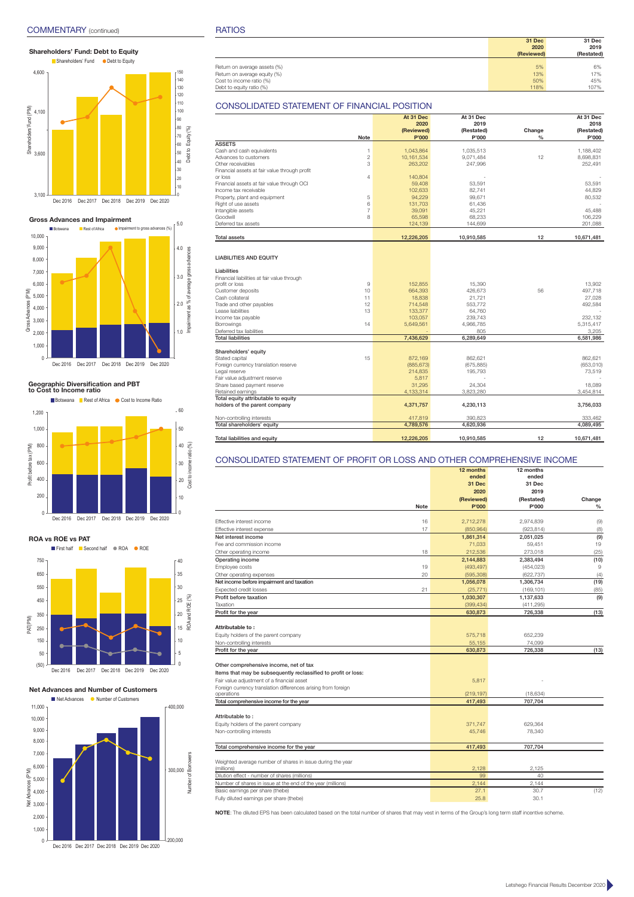## COMMENTARY (continued)

### Shareholders' Fund: Debt to Equity

Shareholders' Fund · Debt to Equity

### Gross Advances and Impairment

Botswana · Rest of Africa · Impairment to gross advances (%)

### Geographic Diversification and PBT to Cost to Income ratio

Botswana · Rest of Africa · Cost to Income Ratio

### ROA vs ROE vs PAT

First half · Second half · ROA · ROE

### Net Advances and Number of Customers

Net Advances · Number of Customers

## RATIOS

| | 31 Dec 2020 (Reviewed) | 31 Dec 2019 (Restated) |
|---|---|---|
| Return on average assets (%) | 5% | 6% |
| Return on average equity (%) | 13% | 17% |
| Cost to income ratio (%) | 50% | 45% |
| Debt to equity ratio (%) | 118% | 107% |

## CONSOLIDATED STATEMENT OF FINANCIAL POSITION

| | Note | At 31 Dec 2020 (Reviewed) P'000 | At 31 Dec 2019 (Restated) P'000 | Change % | At 31 Dec 2018 (Restated) P'000 |
|---|---|---|---|---|---|
| **ASSETS** | | | | | |
| Cash and cash equivalents | 1 | 1,043,864 | 1,035,513 | | 1,188,402 |
| Advances to customers | 2 | 10,161,534 | 9,071,484 | 12 | 8,698,831 |
| Other receivables | 3 | 263,202 | 247,996 | | 252,491 |
| Financial assets at fair value through profit or loss | 4 | 140,804 | - | | - |
| Financial assets at fair value through OCI | | 59,408 | 53,591 | | 53,591 |
| Income tax receivable | | 102,633 | 82,741 | | 44,829 |
| Property, plant and equipment | 5 | 94,229 | 99,671 | | 80,532 |
| Right of use assets | 6 | 131,703 | 61,436 | | - |
| Intangible assets | 7 | 39,091 | 45,221 | | 45,488 |
| Goodwill | 8 | 65,598 | 68,233 | | 106,229 |
| Deferred tax assets | | 124,139 | 144,699 | | 201,088 |
| **Total assets** | | **12,226,205** | **10,910,585** | **12** | **10,671,481** |
| **LIABILITIES AND EQUITY** | | | | | |
| **Liabilities** | | | | | |
| Financial liabilities at fair value through profit or loss | 9 | 152,855 | 15,390 | | 13,902 |
| Customer deposits | 10 | 664,393 | 426,673 | 56 | 497,718 |
| Cash collateral | 11 | 18,838 | 21,721 | | 27,028 |
| Trade and other payables | 12 | 714,548 | 553,772 | | 492,584 |
| Lease liabilities | 13 | 133,377 | 64,760 | | - |
| Income tax payable | | 103,057 | 239,743 | | 232,132 |
| Borrowings | 14 | 5,649,561 | 4,966,785 | | 5,315,417 |
| Deferred tax liabilities | | - | 805 | | 3,205 |
| **Total liabilities** | | **7,436,629** | **6,289,649** | | **6,581,986** |
| **Shareholders' equity** | | | | | |
| Stated capital | 15 | 872,169 | 862,621 | | 862,621 |
| Foreign currency translation reserve | | (885,673) | (675,885) | | (653,010) |
| Legal reserve | | 214,835 | 195,793 | | 73,519 |
| Fair value adjustment reserve | | 5,817 | - | | - |
| Share based payment reserve | | 31,295 | 24,304 | | 18,089 |
| Retained earnings | | 4,133,314 | 3,823,280 | | 3,454,814 |
| **Total equity attributable to equity holders of the parent company** | | **4,371,757** | **4,230,113** | | **3,756,033** |
| Non-controlling interests | | 417,819 | 390,823 | | 333,462 |
| **Total shareholders' equity** | | **4,789,576** | **4,620,936** | | **4,089,495** |
| **Total liabilities and equity** | | **12,226,205** | **10,910,585** | **12** | **10,671,481** |

## CONSOLIDATED STATEMENT OF PROFIT OR LOSS AND OTHER COMPREHENSIVE INCOME

| | Note | 12 months ended 31 Dec 2020 (Reviewed) P'000 | 12 months ended 31 Dec 2019 (Restated) P'000 | Change % |
|---|---|---|---|---|
| Effective interest income | 16 | 2,712,278 | 2,974,839 | (9) |
| Effective interest expense | 17 | (850,964) | (923,814) | (8) |
| **Net interest income** | | **1,861,314** | **2,051,025** | **(9)** |
| Fee and commission income | | 71,033 | 59,451 | 19 |
| Other operating income | 18 | 212,536 | 273,018 | (25) |
| **Operating income** | | **2,144,883** | **2,383,494** | **(10)** |
| Employee costs | 19 | (493,497) | (454,023) | 9 |
| Other operating expenses | 20 | (595,308) | (622,737) | (4) |
| **Net income before impairment and taxation** | | **1,056,078** | **1,306,734** | **(19)** |
| Expected credit losses | 21 | (25,771) | (169,101) | (85) |
| **Profit before taxation** | | **1,030,307** | **1,137,633** | **(9)** |
| Taxation | | (399,434) | (411,295) | |
| **Profit for the year** | | **630,873** | **726,338** | **(13)** |
| **Attributable to :** | | | | |
| Equity holders of the parent company | | 575,718 | 652,239 | |
| Non-controlling interests | | 55,155 | 74,099 | |
| **Profit for the year** | | **630,873** | **726,338** | **(13)** |
| **Other comprehensive income, net of tax** | | | | |
| **Items that may be subsequently reclassified to profit or loss:** | | | | |
| Fair value adjustment of a financial asset | | 5,817 | - | |
| Foreign currency translation differences arising from foreign operations | | (219,197) | (18,634) | |
| **Total comprehensive income for the year** | | **417,493** | **707,704** | |
| **Attributable to :** | | | | |
| Equity holders of the parent company | | 371,747 | 629,364 | |
| Non-controlling interests | | 45,746 | 78,340 | |
| **Total comprehensive income for the year** | | **417,493** | **707,704** | |
| Weighted average number of shares in issue during the year (millions) | | 2,128 | 2,125 | |
| Dilution effect - number of shares (millions) | | 99 | 40 | |
| Number of shares in issue at the end of the year (millions) | | 2,144 | 2,144 | |
| Basic earnings per share (thebe) | | 27.1 | 30.7 | (12) |
| Fully diluted earnings per share (thebe) | | 25.8 | 30.1 | |

**NOTE**: The diluted EPS has been calculated based on the total number of shares that may vest in terms of the Group's long term staff incentive scheme.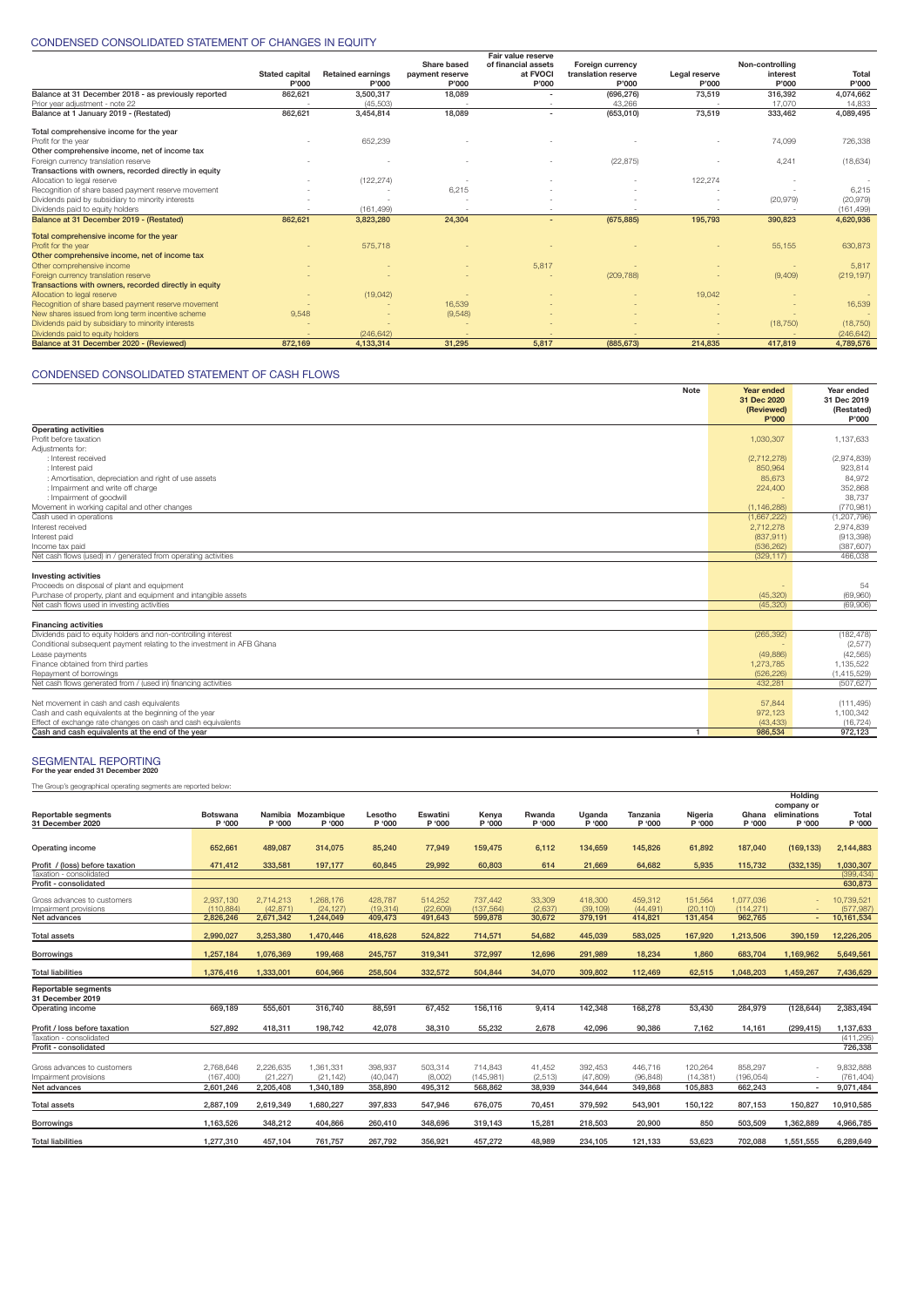## CONDENSED CONSOLIDATED STATEMENT OF CHANGES IN EQUITY

| | Stated capital P'000 | Retained earnings P'000 | Share based payment reserve P'000 | Fair value reserve of financial assets at FVOCI P'000 | Foreign currency translation reserve P'000 | Legal reserve P'000 | Non-controlling interest P'000 | Total P'000 |
|---|---|---|---|---|---|---|---|---|
| Balance at 31 December 2018 - as previously reported | 862,621 | 3,500,317 | 18,089 | - | (696,276) | 73,519 | 316,392 | 4,074,662 |
| Prior year adjustment - note 22 | - | (45,503) | - | - | 43,266 | - | 17,070 | 14,833 |
| Balance at 1 January 2019 - (Restated) | 862,621 | 3,454,814 | 18,089 | - | (653,010) | 73,519 | 333,462 | 4,089,495 |
| **Total comprehensive income for the year** | | | | | | | | |
| Profit for the year | - | 652,239 | - | - | - | - | 74,099 | 726,338 |
| **Other comprehensive income, net of income tax** | | | | | | | | |
| Foreign currency translation reserve | - | - | - | - | (22,875) | - | 4,241 | (18,634) |
| **Transactions with owners, recorded directly in equity** | | | | | | | | |
| Allocation to legal reserve | - | (122,274) | - | - | - | 122,274 | - | - |
| Recognition of share based payment reserve movement | - | - | 6,215 | - | - | - | - | 6,215 |
| Dividends paid by subsidiary to minority interests | - | - | - | - | - | - | (20,979) | (20,979) |
| Dividends paid to equity holders | - | (161,499) | - | - | - | - | - | (161,499) |
| Balance at 31 December 2019 - (Restated) | 862,621 | 3,823,280 | 24,304 | - | (675,885) | 195,793 | 390,823 | 4,620,936 |
| **Total comprehensive income for the year** | | | | | | | | |
| Profit for the year | - | 575,718 | - | - | - | - | 55,155 | 630,873 |
| **Other comprehensive income, net of income tax** | | | | | | | | |
| Other comprehensive income | - | - | - | 5,817 | - | - | - | 5,817 |
| Foreign currency translation reserve | - | - | - | - | (209,788) | - | (9,409) | (219,197) |
| **Transactions with owners, recorded directly in equity** | | | | | | | | |
| Allocation to legal reserve | - | (19,042) | - | - | - | 19,042 | - | - |
| Recognition of share based payment reserve movement | - | - | 16,539 | - | - | - | - | 16,539 |
| New shares issued from long term incentive scheme | 9,548 | - | (9,548) | - | - | - | - | - |
| Dividends paid by subsidiary to minority interests | - | - | - | - | - | - | (18,750) | (18,750) |
| Dividends paid to equity holders | - | (246,642) | - | - | - | - | - | (246,642) |
| Balance at 31 December 2020 - (Reviewed) | 872,169 | 4,133,314 | 31,295 | 5,817 | (885,673) | 214,835 | 417,819 | 4,789,576 |

## CONDENSED CONSOLIDATED STATEMENT OF CASH FLOWS

| | Note | Year ended 31 Dec 2020 (Reviewed) P'000 | Year ended 31 Dec 2019 (Restated) P'000 |
|---|---|---|---|
| **Operating activities** | | | |
| Profit before taxation | | 1,030,307 | 1,137,633 |
| Adjustments for: | | | |
| : Interest received | | (2,712,278) | (2,974,839) |
| : Interest paid | | 850,964 | 923,814 |
| : Amortisation, depreciation and right of use assets | | 85,673 | 84,972 |
| : Impairment and write off charge | | 224,400 | 352,868 |
| : Impairment of goodwill | | - | 38,737 |
| Movement in working capital and other changes | | (1,146,288) | (770,981) |
| Cash used in operations | | (1,667,222) | (1,207,796) |
| Interest received | | 2,712,278 | 2,974,839 |
| Interest paid | | (837,911) | (913,398) |
| Income tax paid | | (536,262) | (387,607) |
| Net cash flows (used) in / generated from operating activities | | (329,117) | 466,038 |
| **Investing activities** | | | |
| Proceeds on disposal of plant and equipment | | - | 54 |
| Purchase of property, plant and equipment and intangible assets | | (45,320) | (69,960) |
| Net cash flows used in investing activities | | (45,320) | (69,906) |
| **Financing activities** | | | |
| Dividends paid to equity holders and non-controlling interest | | (265,392) | (182,478) |
| Conditional subsequent payment relating to the investment in AFB Ghana | | - | (2,577) |
| Lease payments | | (49,886) | (42,565) |
| Finance obtained from third parties | | 1,273,785 | 1,135,522 |
| Repayment of borrowings | | (526,226) | (1,415,529) |
| Net cash flows generated from / (used in) financing activities | | 432,281 | (507,627) |
| Net movement in cash and cash equivalents | | 57,844 | (111,495) |
| Cash and cash equivalents at the beginning of the year | | 972,123 | 1,100,342 |
| Effect of exchange rate changes on cash and cash equivalents | | (43,433) | (16,724) |
| Cash and cash equivalents at the end of the year | 1 | 986,534 | 972,123 |

## SEGMENTAL REPORTING

**For the year ended 31 December 2020**

The Group's geographical operating segments are reported below:

| Reportable segments 31 December 2020 | Botswana P '000 | Namibia P '000 | Mozambique P '000 | Lesotho P '000 | Eswatini P '000 | Kenya P '000 | Rwanda P '000 | Uganda P '000 | Tanzania P '000 | Nigeria P '000 | Ghana P '000 | Holding company or eliminations P '000 | Total P '000 |
|---|---|---|---|---|---|---|---|---|---|---|---|---|---|
| Operating income | 652,661 | 489,087 | 314,075 | 85,240 | 77,949 | 159,475 | 6,112 | 134,659 | 145,826 | 61,892 | 187,040 | (169,133) | 2,144,883 |
| Profit / (loss) before taxation | 471,412 | 333,581 | 197,177 | 60,845 | 29,992 | 60,803 | 614 | 21,669 | 64,682 | 5,935 | 115,732 | (332,135) | 1,030,307 |
| Taxation - consolidated | | | | | | | | | | | | | (399,434) |
| Profit - consolidated | | | | | | | | | | | | | 630,873 |
| Gross advances to customers | 2,937,130 | 2,714,213 | 1,268,176 | 428,787 | 514,252 | 737,442 | 33,309 | 418,300 | 459,312 | 151,564 | 1,077,036 | - | 10,739,521 |
| Impairment provisions | (110,884) | (42,871) | (24,127) | (19,314) | (22,609) | (137,564) | (2,637) | (39,109) | (44,491) | (20,110) | (114,271) | - | (577,987) |
| Net advances | 2,826,246 | 2,671,342 | 1,244,049 | 409,473 | 491,643 | 599,878 | 30,672 | 379,191 | 414,821 | 131,454 | 962,765 | - | 10,161,534 |
| Total assets | 2,990,027 | 3,253,380 | 1,470,446 | 418,628 | 524,822 | 714,571 | 54,682 | 445,039 | 583,025 | 167,920 | 1,213,506 | 390,159 | 12,226,205 |
| Borrowings | 1,257,184 | 1,076,369 | 199,468 | 245,757 | 319,341 | 372,997 | 12,696 | 291,989 | 18,234 | 1,860 | 683,704 | 1,169,962 | 5,649,561 |
| Total liabilities | 1,376,416 | 1,333,001 | 604,966 | 258,504 | 332,572 | 504,844 | 34,070 | 309,802 | 112,469 | 62,515 | 1,048,203 | 1,459,267 | 7,436,629 |
| **Reportable segments 31 December 2019** | | | | | | | | | | | | | |
| Operating income | 669,189 | 555,601 | 316,740 | 88,591 | 67,452 | 156,116 | 9,414 | 142,348 | 168,278 | 53,430 | 284,979 | (128,644) | 2,383,494 |
| Profit / loss before taxation | 527,892 | 418,311 | 198,742 | 42,078 | 38,310 | 55,232 | 2,678 | 42,096 | 90,386 | 7,162 | 14,161 | (299,415) | 1,137,633 |
| Taxation - consolidated | | | | | | | | | | | | | (411,295) |
| Profit - consolidated | | | | | | | | | | | | | 726,338 |
| Gross advances to customers | 2,768,646 | 2,226,635 | 1,361,331 | 398,937 | 503,314 | 714,843 | 41,452 | 392,453 | 446,716 | 120,264 | 858,297 | - | 9,832,888 |
| Impairment provisions | (167,400) | (21,227) | (21,142) | (40,047) | (8,002) | (145,981) | (2,513) | (47,809) | (96,848) | (14,381) | (196,054) | - | (761,404) |
| Net advances | 2,601,246 | 2,205,408 | 1,340,189 | 358,890 | 495,312 | 568,862 | 38,939 | 344,644 | 349,868 | 105,883 | 662,243 | - | 9,071,484 |
| Total assets | 2,887,109 | 2,619,349 | 1,680,227 | 397,833 | 547,946 | 676,075 | 70,451 | 379,592 | 543,901 | 150,122 | 807,153 | 150,827 | 10,910,585 |
| Borrowings | 1,163,526 | 348,212 | 404,866 | 260,410 | 348,696 | 319,143 | 15,281 | 218,503 | 20,900 | 850 | 503,509 | 1,362,889 | 4,966,785 |
| Total liabilities | 1,277,310 | 457,104 | 761,757 | 267,792 | 356,921 | 457,272 | 48,989 | 234,105 | 121,133 | 53,623 | 702,088 | 1,551,555 | 6,289,649 |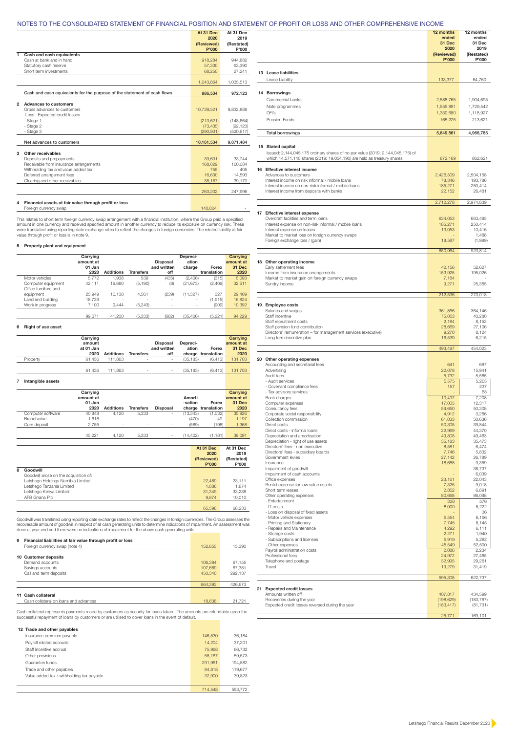# NOTES TO THE CONSOLIDATED STATEMENT OF FINANCIAL POSITION AND STATEMENT OF PROFIT OR LOSS AND OTHER COMPREHENSIVE INCOME

| | At 31 Dec 2020 (Reviewed) P'000 | At 31 Dec 2019 (Restated) P'000 |
|---|---|---|
| **1 Cash and cash equivalents** | | |
| Cash at bank and in hand | 918,284 | 944,882 |
| Statutory cash reserve | 57,330 | 63,390 |
| Short term investments | 68,250 | 27,241 |
| | 1,043,864 | 1,035,513 |
| Cash and cash equivalents for the purpose of the statement of cash flows | 986,534 | 972,123 |
| **2 Advances to customers** | | |
| Gross advances to customers | 10,739,521 | 9,832,888 |
| Less : Expected credit losses | | |
| - Stage 1 | (213,621) | (148,664) |
| - Stage 2 | (73,435) | (92,123) |
| - Stage 3 | (290,931) | (520,617) |
| Net advances to customers | 10,161,534 | 9,071,484 |
| **3 Other receivables** | | |
| Deposits and prepayments | 39,601 | 33,744 |
| Receivable from insurance arrangements | 168,029 | 160,084 |
| Withholding tax and value added tax | 755 | 405 |
| Deferred arrangement fees | 16,630 | 14,593 |
| Clearing and other receivables | 38,187 | 39,170 |
| | 263,202 | 247,996 |
| **4 Financial assets at fair value through profit or loss** | | |
| Foreign currency swap | 140,804 | - |

This relates to short term foreign currency swap arrangement with a financial institution, where the Group paid a specified amount in one currency and received specified amount in another currency to reduce its exposure on currency risk. These were translated using reporting date exchange rates to reflect the changes in foreign currencies. The related liability at fair value through profit or loss is in note 9.

**5 Property plant and equipment**

| | Carrying amount at 01 Jan 2020 | Additions | Transfers | Disposal and written off | Depreciation charge | Forex translation | Carrying amount at 31 Dec 2020 |
|---|---|---|---|---|---|---|---|
| Motor vehicles | 5,772 | 1,938 | 539 | (435) | (2,406) | (315) | 5,093 |
| Computer equipment | 42,111 | 19,680 | (5,190) | (8) | (21,673) | (2,409) | 32,511 |
| Office furniture and equipment | 25,949 | 10,138 | 4,561 | (239) | (11,327) | 327 | 29,409 |
| Land and building | 18,739 | - | - | - | - | (1,915) | 16,824 |
| Work in progress | 7,100 | 9,444 | (5,243) | - | - | (909) | 10,392 |
| | 99,671 | 41,200 | (5,333) | (682) | (35,406) | (5,221) | 94,229 |

**6 Right of use asset**

| | Carrying amount at 01 Jan 2020 | Additions | Transfers | Disposal and written off | Depreciation charge | Forex translation | Carrying amount at 31 Dec 2020 |
|---|---|---|---|---|---|---|---|
| Property | 61,436 | 111,863 | - | - | (35,183) | (6,413) | 131,703 |
| | 61,436 | 111,863 | - | - | (35,183) | (6,413) | 131,703 |

**7 Intangible assets**

| | Carrying amount at 01 Jan 2020 | Additions | Transfers | Disposal | Amortisation charge | Forex translation | Carrying amount at 31 Dec 2020 |
|---|---|---|---|---|---|---|---|
| Computer software | 40,848 | 4,120 | 5,333 | - | (13,343) | (1,032) | 35,926 |
| Brand value | 1,618 | - | - | - | (470) | 49 | 1,197 |
| Core deposit | 2,755 | - | - | - | (589) | (198) | 1,968 |
| | 45,221 | 4,120 | 5,333 | - | (14,402) | (1,181) | 39,091 |

| | At 31 Dec 2020 (Reviewed) P'000 | At 31 Dec 2019 (Restated) P'000 |
|---|---|---|
| **8 Goodwill** | | |
| Goodwill arose on the acquisition of: | | |
| Letshego Holdings Namibia Limited | 22,489 | 23,111 |
| Letshego Tanzania Limited | 1,886 | 1,874 |
| Letshego Kenya Limited | 31,349 | 33,238 |
| AFB Ghana Plc | 9,874 | 10,010 |
| | 65,598 | 68,233 |

Goodwill was translated using reporting date exchange rates to reflect the changes in foreign currencies. The Group assesses the recoverable amount of goodwill in respect of all cash generating units to determine indications of impairment. An assessment was done at year end and there were no indications of impairment for the above cash generating units.

| | At 31 Dec 2020 (Reviewed) P'000 | At 31 Dec 2019 (Restated) P'000 |
|---|---|---|
| **9 Financial liabilities at fair value through profit or loss** | | |
| Foreign currency swap (note 4) | 152,855 | 15,390 |
| **10 Customer deposits** | | |
| Demand accounts | 106,384 | 67,155 |
| Savings accounts | 107,669 | 67,381 |
| Call and term deposits | 450,340 | 292,137 |
| | 664,393 | 426,673 |
| **11 Cash collateral** | | |
| Cash collateral on loans and advances | 18,838 | 21,721 |

Cash collateral represents payments made by customers as security for loans taken. The amounts are refundable upon the successful repayment of loans by customers or are utilised to cover loans in the event of default.

| | At 31 Dec 2020 (Reviewed) P'000 | At 31 Dec 2019 (Restated) P'000 |
|---|---|---|
| **12 Trade and other payables** | | |
| Insurance premium payable | 146,530 | 36,184 |
| Payroll related accruals | 14,204 | 37,201 |
| Staff incentive accrual | 75,968 | 66,732 |
| Other provisions | 58,167 | 59,573 |
| Guarantee funds | 291,961 | 194,582 |
| Trade and other payables | 94,818 | 119,677 |
| Value added tax / withholding tax payable | 32,900 | 39,823 |
| | 714,548 | 553,772 |

| | 12 months ended 31 Dec 2020 (Reviewed) P'000 | 12 months ended 31 Dec 2019 (Restated) P'000 |
|---|---|---|
| **13 Lease liabilities** | | |
| Lease Liability | 133,377 | 64,760 |
| **14 Borrowings** | | |
| Commercial banks | 2,588,765 | 1,904,695 |
| Note programmes | 1,555,891 | 1,729,542 |
| DFI's | 1,339,680 | 1,118,927 |
| Pension Funds | 165,225 | 213,621 |
| Total borrowings | 5,649,561 | 4,966,785 |
| **15 Stated capital** | | |
| Issued: 2,144,045,175 ordinary shares of no par value (2019: 2,144,045,175) of which 14,571,140 shares (2019: 19,054,190) are held as treasury shares | 872,169 | 862,621 |
| **16 Effective interest income** | | |
| Advances to customers | 2,426,509 | 2,504,158 |
| Interest income on risk informal / mobile loans | 78,346 | 193,786 |
| Interest income on non-risk informal / mobile loans | 185,271 | 250,414 |
| Interest income from deposits with banks | 22,152 | 26,481 |
| | 2,712,278 | 2,974,839 |
| **17 Effective interest expense** | | |
| Overdraft facilities and term loans | 634,053 | 663,495 |
| Interest expense on non-risk informal / mobile loans | 185,271 | 250,414 |
| Interest expense on leases | 13,053 | 10,416 |
| Market to market loss on foreign currency swaps | - | 1,488 |
| Foreign exchange loss / (gain) | 18,587 | (1,999) |
| | 850,964 | 923,814 |
| **18 Other operating income** | | |
| Early settlement fees | 42,156 | 52,627 |
| Income from insurance arrangements | 153,925 | 195,026 |
| Market to market gain on foreign currency swaps | 7,184 | - |
| Sundry income | 9,271 | 25,365 |
| | 212,536 | 273,018 |
| **19 Employee costs** | | |
| Salaries and wages | 361,856 | 364,146 |
| Staff incentive | 75,053 | 40,280 |
| Staff recruitment costs | 2,184 | 8,152 |
| Staff pension fund contribution | 28,669 | 27,106 |
| Directors' remuneration – for management services (executive) | 9,270 | 8,124 |
| Long term incentive plan | 16,539 | 6,215 |
| | 493,497 | 454,023 |
| **20 Other operating expenses** | | |
| Accounting and secretarial fees | 641 | 687 |
| Advertising | 22,078 | 15,941 |
| Audit fees | 5,732 | 5,565 |
| - Audit services | 5,575 | 5,265 |
| - Covenant compliance fees | 157 | 237 |
| - Tax advisory services | - | 63 |
| Bank charges | 10,497 | 7,208 |
| Computer expenses | 17,005 | 12,317 |
| Consultancy fees | 59,650 | 50,308 |
| Corporate social responsibility | 4,912 | 3,266 |
| Collection commission | 61,033 | 50,636 |
| Direct costs | 50,305 | 39,844 |
| Direct costs - informal loans | 22,969 | 44,370 |
| Depreciation and amortisation | 49,808 | 49,463 |
| Depreciation - right of use assets | 35,183 | 35,473 |
| Directors' fees - non executive | 8,581 | 6,474 |
| Directors' fees - subsidiary boards | 7,746 | 5,832 |
| Government levies | 27,142 | 26,789 |
| Insurance | 18,688 | 9,359 |
| Impairment of goodwill | - | 38,737 |
| Impairment of cash accounts | - | 6,039 |
| Office expenses | 23,161 | 22,043 |
| Rental expense for low value assets | 7,325 | 9,018 |
| Short term leases | 2,852 | 6,891 |
| Other operating expenses | 80,668 | 86,098 |
| - Entertainment | 338 | 576 |
| - IT costs | 8,000 | 5,222 |
| - Loss on disposal of fixed assets | - | 36 |
| - Motor vehicle expenses | 6,554 | 6,196 |
| - Printing and Stationery | 7,745 | 8,145 |
| - Repairs and Maintenance | 4,292 | 6,111 |
| - Storage costs | 2,271 | 1,940 |
| - Subscriptions and licenses | 5,919 | 5,282 |
| - Other expenses | 45,549 | 52,590 |
| Payroll administration costs | 2,086 | 2,234 |
| Professional fees | 24,972 | 27,465 |
| Telephone and postage | 32,995 | 29,261 |
| Travel | 19,279 | 31,419 |
| | 595,308 | 622,737 |
| **21 Expected credit losses** | | |
| Amounts written off | 407,817 | 434,599 |
| Recoveries during the year | (198,629) | (183,767) |
| Expected credit losses reversed during the year | (183,417) | (81,731) |
| | 25,771 | 169,101 |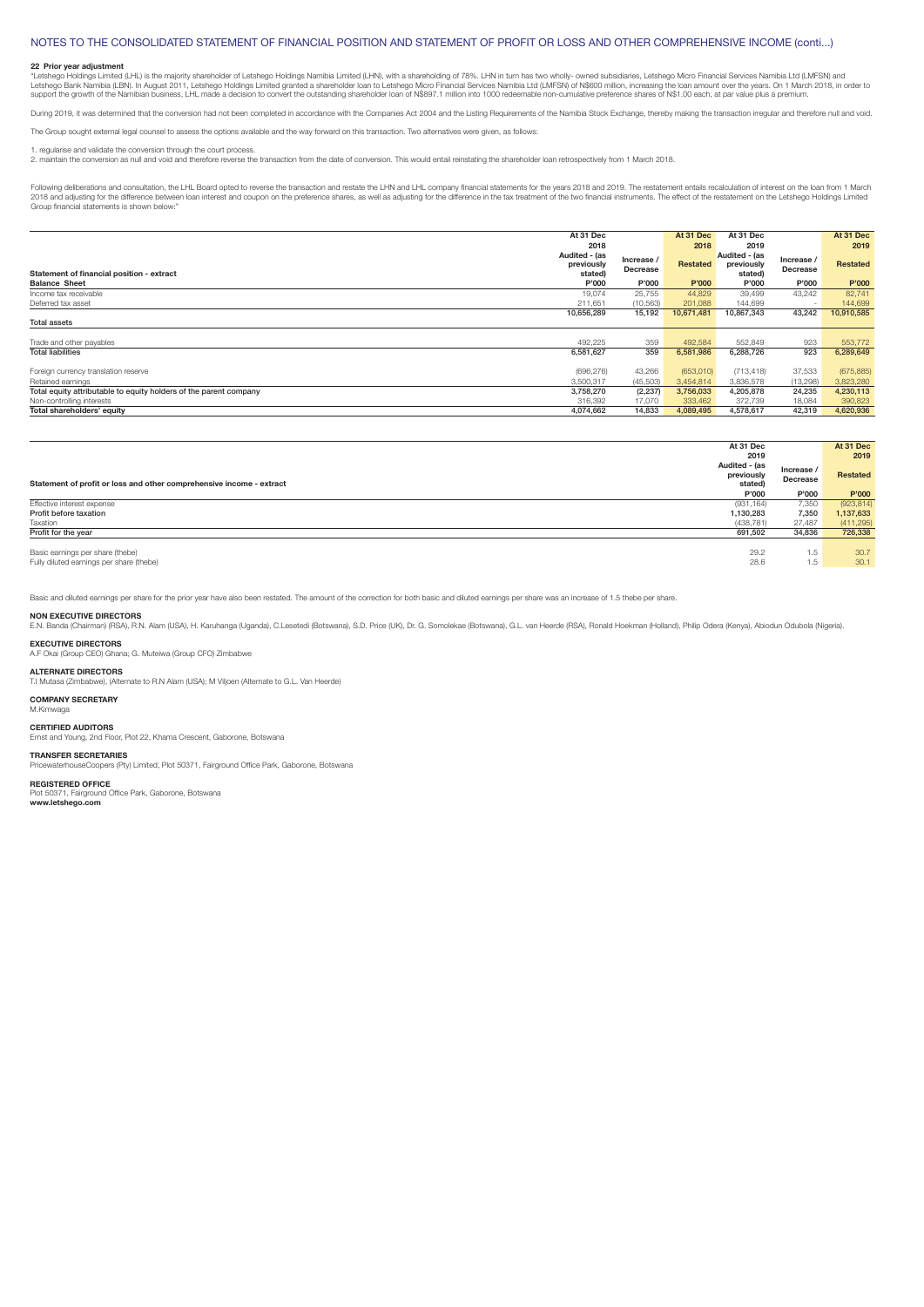# NOTES TO THE CONSOLIDATED STATEMENT OF FINANCIAL POSITION AND STATEMENT OF PROFIT OR LOSS AND OTHER COMPREHENSIVE INCOME (conti...)

## 22 Prior year adjustment

"Letshego Holdings Limited (LHL) is the majority shareholder of Letshego Holdings Namibia Limited (LHN), with a shareholding of 78%. LHN in turn has two wholly- owned subsidiaries, Letshego Micro Financial Services Namibia Ltd (LMFSN) and Letshego Bank Namibia (LBN). In August 2011, Letshego Holdings Limited granted a shareholder loan to Letshego Micro Financial Services Namibia Ltd (LMFSN) of N$600 million, increasing the loan amount over the years. On 1 March 2018, in order to support the growth of the Namibian business, LHL made a decision to convert the outstanding shareholder loan of N$897.1 million into 1000 redeemable non-cumulative preference shares of N$1.00 each, at par value plus a premium.

During 2019, it was determined that the conversion had not been completed in accordance with the Companies Act 2004 and the Listing Requirements of the Namibia Stock Exchange, thereby making the transaction irregular and therefore null and void.

The Group sought external legal counsel to assess the options available and the way forward on this transaction. Two alternatives were given, as follows:

1. regularise and validate the conversion through the court process.
2. maintain the conversion as null and void and therefore reverse the transaction from the date of conversion. This would entail reinstating the shareholder loan retrospectively from 1 March 2018.

Following deliberations and consultation, the LHL Board opted to reverse the transaction and restate the LHN and LHL company financial statements for the years 2018 and 2019. The restatement entails recalculation of interest on the loan from 1 March 2018 and adjusting for the difference between loan interest and coupon on the preference shares, as well as adjusting for the difference in the tax treatment of the two financial instruments. The effect of the restatement on the Letshego Holdings Limited Group financial statements is shown below:"

| Statement of financial position - extract | At 31 Dec 2018 Audited - (as previously stated) | Increase / Decrease | At 31 Dec 2018 Restated | At 31 Dec 2019 Audited - (as previously stated) | Increase / Decrease | At 31 Dec 2019 Restated |
|---|---|---|---|---|---|---|
| **Balance Sheet** | P'000 | P'000 | P'000 | P'000 | P'000 | P'000 |
| Income tax receivable | 19,074 | 25,755 | 44,829 | 39,499 | 43,242 | 82,741 |
| Deferred tax asset | 211,651 | (10,563) | 201,088 | 144,699 | - | 144,699 |
| **Total assets** | 10,656,289 | 15,192 | 10,671,481 | 10,867,343 | 43,242 | 10,910,585 |
| Trade and other payables | 492,225 | 359 | 492,584 | 552,849 | 923 | 553,772 |
| **Total liabilities** | 6,581,627 | 359 | 6,581,986 | 6,288,726 | 923 | 6,289,649 |
| Foreign currency translation reserve | (696,276) | 43,266 | (653,010) | (713,418) | 37,533 | (675,885) |
| Retained earnings | 3,500,317 | (45,503) | 3,454,814 | 3,836,578 | (13,298) | 3,823,280 |
| **Total equity attributable to equity holders of the parent company** | 3,758,270 | (2,237) | 3,756,033 | 4,205,878 | 24,235 | 4,230,113 |
| Non-controlling interests | 316,392 | 17,070 | 333,462 | 372,739 | 18,084 | 390,823 |
| **Total shareholders' equity** | 4,074,662 | 14,833 | 4,089,495 | 4,578,617 | 42,319 | 4,620,936 |

| Statement of profit or loss and other comprehensive income - extract | At 31 Dec 2019 Audited - (as previously stated) | Increase / Decrease | At 31 Dec 2019 Restated |
|---|---|---|---|
| | P'000 | P'000 | P'000 |
| Effective interest expense | (931,164) | 7,350 | (923,814) |
| **Profit before taxation** | 1,130,283 | 7,350 | 1,137,633 |
| Taxation | (438,781) | 27,487 | (411,295) |
| **Profit for the year** | 691,502 | 34,836 | 726,338 |
| Basic earnings per share (thebe) | 29.2 | 1.5 | 30.7 |
| Fully diluted earnings per share (thebe) | 28.6 | 1.5 | 30.1 |

Basic and diluted earnings per share for the prior year have also been restated. The amount of the correction for both basic and diluted earnings per share was an increase of 1.5 thebe per share.

**NON EXECUTIVE DIRECTORS**
E.N. Banda (Chairman) (RSA), R.N. Alam (USA), H. Karuhanga (Uganda), C.Lesetedi (Botswana), S.D. Price (UK), Dr. G. Somolekae (Botswana), G.L. van Heerde (RSA), Ronald Hoekman (Holland), Philip Odera (Kenya), Abiodun Odubola (Nigeria).

**EXECUTIVE DIRECTORS**
A.F Okai (Group CEO) Ghana; G. Muteiwa (Group CFO) Zimbabwe

**ALTERNATE DIRECTORS**
T.I Mutasa (Zimbabwe), (Alternate to R.N Alam (USA); M Viljoen (Alternate to G.L. Van Heerde)

**COMPANY SECRETARY**
M.Kimwaga

**CERTIFIED AUDITORS**
Ernst and Young, 2nd Floor, Plot 22, Khama Crescent, Gaborone, Botswana

**TRANSFER SECRETARIES**
PricewaterhouseCoopers (Pty) Limited, Plot 50371, Fairground Office Park, Gaborone, Botswana

**REGISTERED OFFICE**
Plot 50371, Fairground Office Park, Gaborone, Botswana
**www.letshego.com**